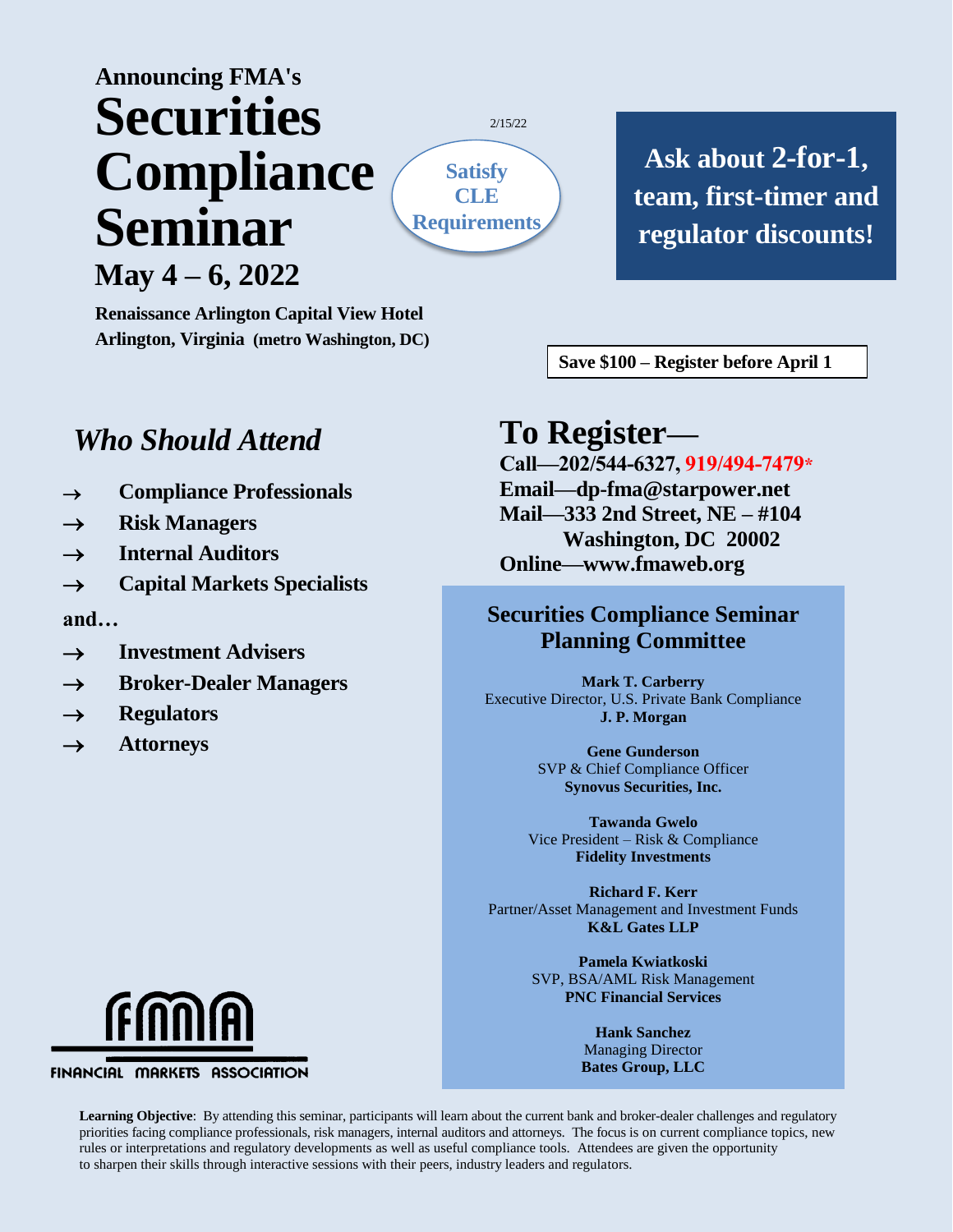**Announcing FMA's**

# Securities Compliance Seminar

## May 4 – 6, 2022

**Renaissance Arlington Capital View Hotel**
**Arlington, Virginia (metro Washington, DC)**

2/15/22

**Satisfy CLE Requirements**

**Ask about 2-for-1, team, first-timer and regulator discounts!**

**Save $100 – Register before April 1**

## *Who Should Attend*

- **Compliance Professionals**
- **Risk Managers**
- **Internal Auditors**
- **Capital Markets Specialists**

**and…**

- **Investment Advisers**
- **Broker-Dealer Managers**
- **Regulators**
- **Attorneys**

## To Register—

**Call—202/544-6327, 919/494-7479***
**Email—dp-fma@starpower.net**
**Mail—333 2nd Street, NE – #104**
**Washington, DC 20002**
**Online—www.fmaweb.org**

### Securities Compliance Seminar Planning Committee

**Mark T. Carberry**
Executive Director, U.S. Private Bank Compliance
**J. P. Morgan**

**Gene Gunderson**
SVP & Chief Compliance Officer
**Synovus Securities, Inc.**

**Tawanda Gwelo**
Vice President – Risk & Compliance
**Fidelity Investments**

**Richard F. Kerr**
Partner/Asset Management and Investment Funds
**K&L Gates LLP**

**Pamela Kwiatkoski**
SVP, BSA/AML Risk Management
**PNC Financial Services**

**Hank Sanchez**
Managing Director
**Bates Group, LLC**

FMA
FINANCIAL MARKETS ASSOCIATION

**Learning Objective**: By attending this seminar, participants will learn about the current bank and broker-dealer challenges and regulatory priorities facing compliance professionals, risk managers, internal auditors and attorneys. The focus is on current compliance topics, new rules or interpretations and regulatory developments as well as useful compliance tools. Attendees are given the opportunity to sharpen their skills through interactive sessions with their peers, industry leaders and regulators.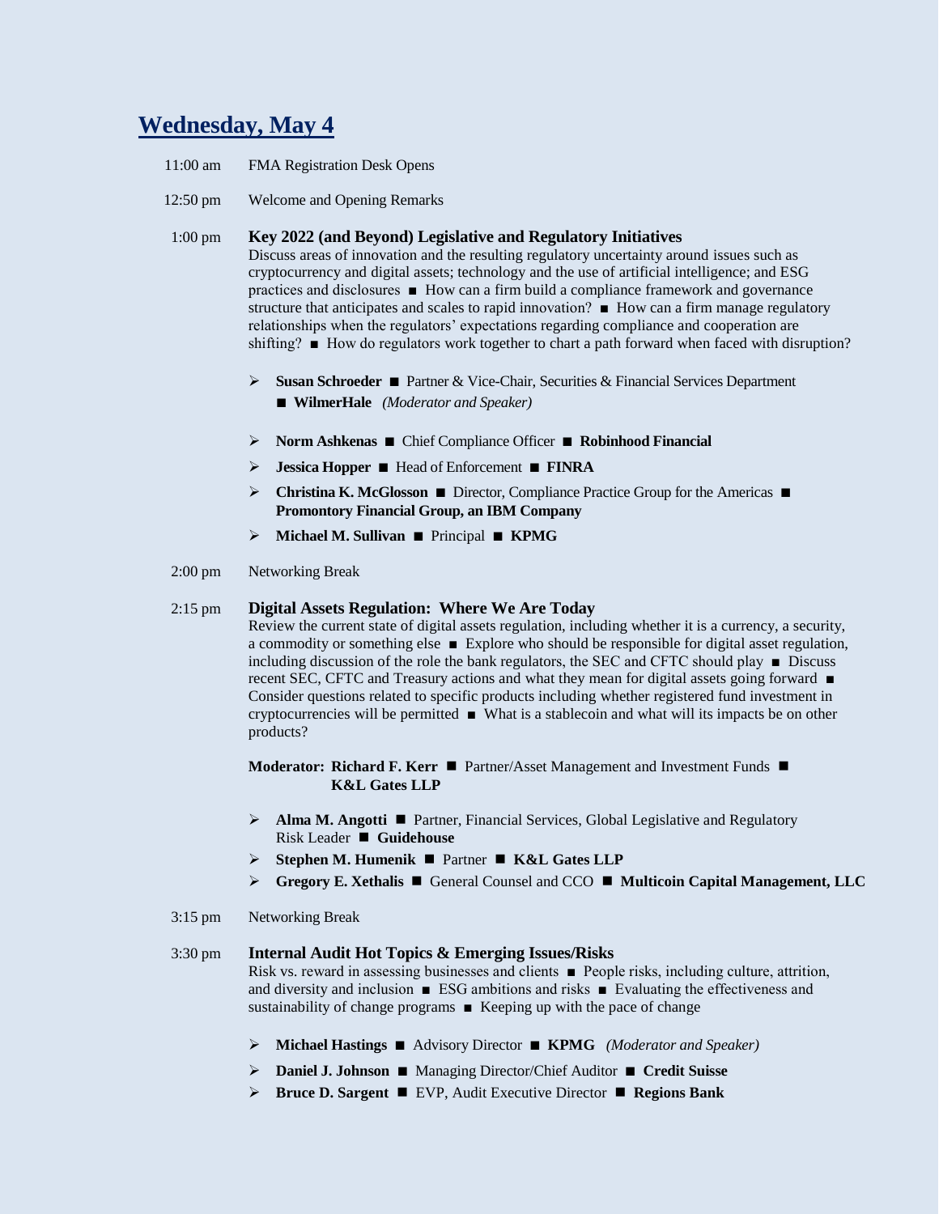## Wednesday, May 4

11:00 am FMA Registration Desk Opens

12:50 pm Welcome and Opening Remarks

1:00 pm **Key 2022 (and Beyond) Legislative and Regulatory Initiatives**

Discuss areas of innovation and the resulting regulatory uncertainty around issues such as cryptocurrency and digital assets; technology and the use of artificial intelligence; and ESG practices and disclosures ■ How can a firm build a compliance framework and governance structure that anticipates and scales to rapid innovation? ■ How can a firm manage regulatory relationships when the regulators' expectations regarding compliance and cooperation are shifting? ■ How do regulators work together to chart a path forward when faced with disruption?

- **Susan Schroeder** ■ Partner & Vice-Chair, Securities & Financial Services Department ■ **WilmerHale** *(Moderator and Speaker)*
- **Norm Ashkenas** ■ Chief Compliance Officer ■ **Robinhood Financial**
- **Jessica Hopper** ■ Head of Enforcement ■ **FINRA**
- **Christina K. McGlosson** ■ Director, Compliance Practice Group for the Americas ■ **Promontory Financial Group, an IBM Company**
- **Michael M. Sullivan** ■ Principal ■ **KPMG**

2:00 pm Networking Break

2:15 pm **Digital Assets Regulation: Where We Are Today**

Review the current state of digital assets regulation, including whether it is a currency, a security, a commodity or something else ■ Explore who should be responsible for digital asset regulation, including discussion of the role the bank regulators, the SEC and CFTC should play ■ Discuss recent SEC, CFTC and Treasury actions and what they mean for digital assets going forward ■ Consider questions related to specific products including whether registered fund investment in cryptocurrencies will be permitted ■ What is a stablecoin and what will its impacts be on other products?

**Moderator: Richard F. Kerr** ■ Partner/Asset Management and Investment Funds ■ **K&L Gates LLP**

- **Alma M. Angotti** ■ Partner, Financial Services, Global Legislative and Regulatory Risk Leader ■ **Guidehouse**
- **Stephen M. Humenik** ■ Partner ■ **K&L Gates LLP**
- **Gregory E. Xethalis** ■ General Counsel and CCO ■ **Multicoin Capital Management, LLC**

3:15 pm Networking Break

3:30 pm **Internal Audit Hot Topics & Emerging Issues/Risks**

Risk vs. reward in assessing businesses and clients ■ People risks, including culture, attrition, and diversity and inclusion ■ ESG ambitions and risks ■ Evaluating the effectiveness and sustainability of change programs ■ Keeping up with the pace of change

- **Michael Hastings** ■ Advisory Director ■ **KPMG** *(Moderator and Speaker)*
- **Daniel J. Johnson** ■ Managing Director/Chief Auditor ■ **Credit Suisse**
- **Bruce D. Sargent** ■ EVP, Audit Executive Director ■ **Regions Bank**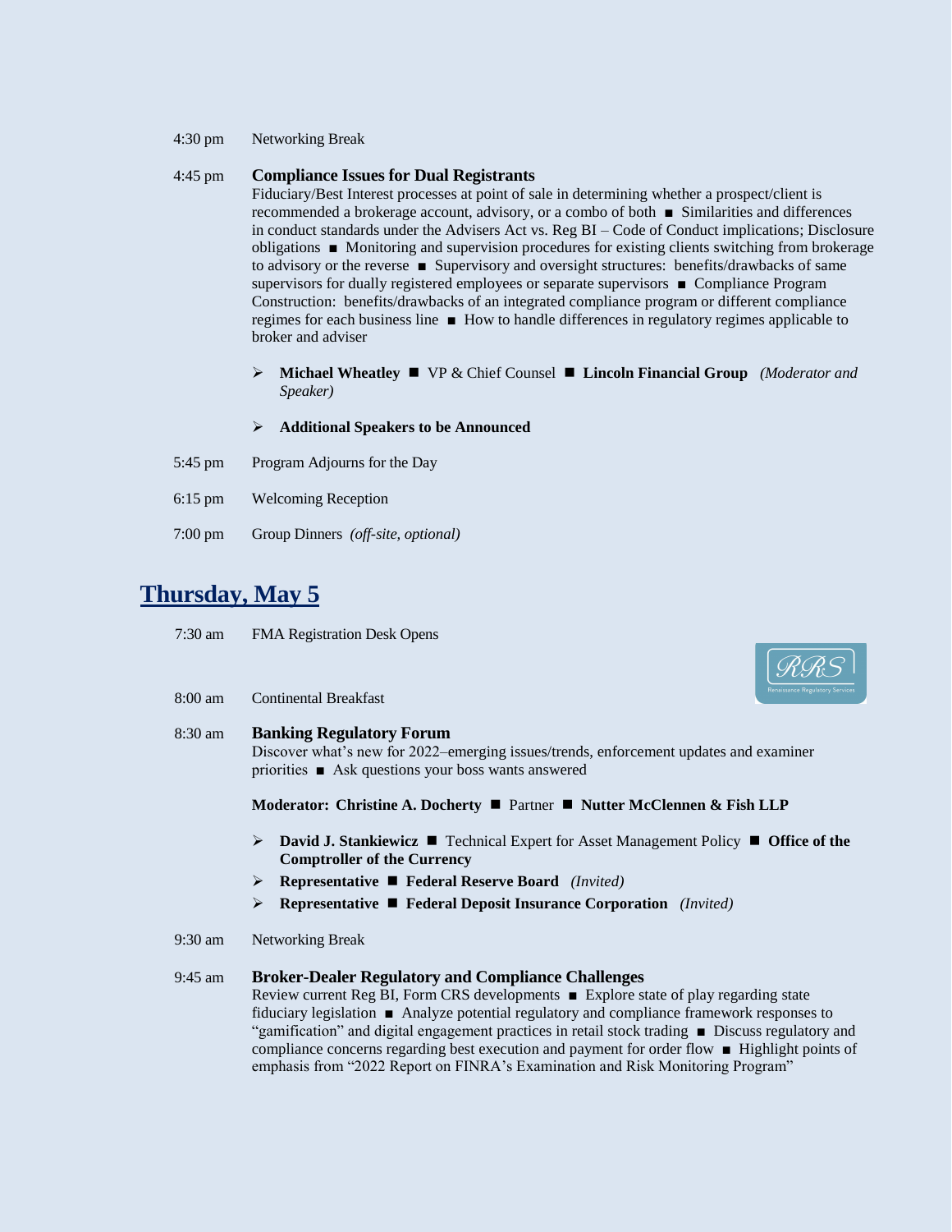4:30 pm Networking Break

4:45 pm **Compliance Issues for Dual Registrants**
Fiduciary/Best Interest processes at point of sale in determining whether a prospect/client is recommended a brokerage account, advisory, or a combo of both ■ Similarities and differences in conduct standards under the Advisers Act vs. Reg BI – Code of Conduct implications; Disclosure obligations ■ Monitoring and supervision procedures for existing clients switching from brokerage to advisory or the reverse ■ Supervisory and oversight structures: benefits/drawbacks of same supervisors for dually registered employees or separate supervisors ■ Compliance Program Construction: benefits/drawbacks of an integrated compliance program or different compliance regimes for each business line ■ How to handle differences in regulatory regimes applicable to broker and adviser

- **Michael Wheatley** ■ VP & Chief Counsel ■ **Lincoln Financial Group** *(Moderator and Speaker)*

- **Additional Speakers to be Announced**

5:45 pm Program Adjourns for the Day

6:15 pm Welcoming Reception

7:00 pm Group Dinners *(off-site, optional)*

## Thursday, May 5

7:30 am FMA Registration Desk Opens

8:00 am Continental Breakfast

8:30 am **Banking Regulatory Forum**
Discover what's new for 2022–emerging issues/trends, enforcement updates and examiner priorities ■ Ask questions your boss wants answered

**Moderator: Christine A. Docherty** ■ Partner ■ **Nutter McClennen & Fish LLP**

- **David J. Stankiewicz** ■ Technical Expert for Asset Management Policy ■ **Office of the Comptroller of the Currency**
- **Representative** ■ **Federal Reserve Board** *(Invited)*
- **Representative** ■ **Federal Deposit Insurance Corporation** *(Invited)*

9:30 am Networking Break

9:45 am **Broker-Dealer Regulatory and Compliance Challenges**
Review current Reg BI, Form CRS developments ■ Explore state of play regarding state fiduciary legislation ■ Analyze potential regulatory and compliance framework responses to "gamification" and digital engagement practices in retail stock trading ■ Discuss regulatory and compliance concerns regarding best execution and payment for order flow ■ Highlight points of emphasis from "2022 Report on FINRA's Examination and Risk Monitoring Program"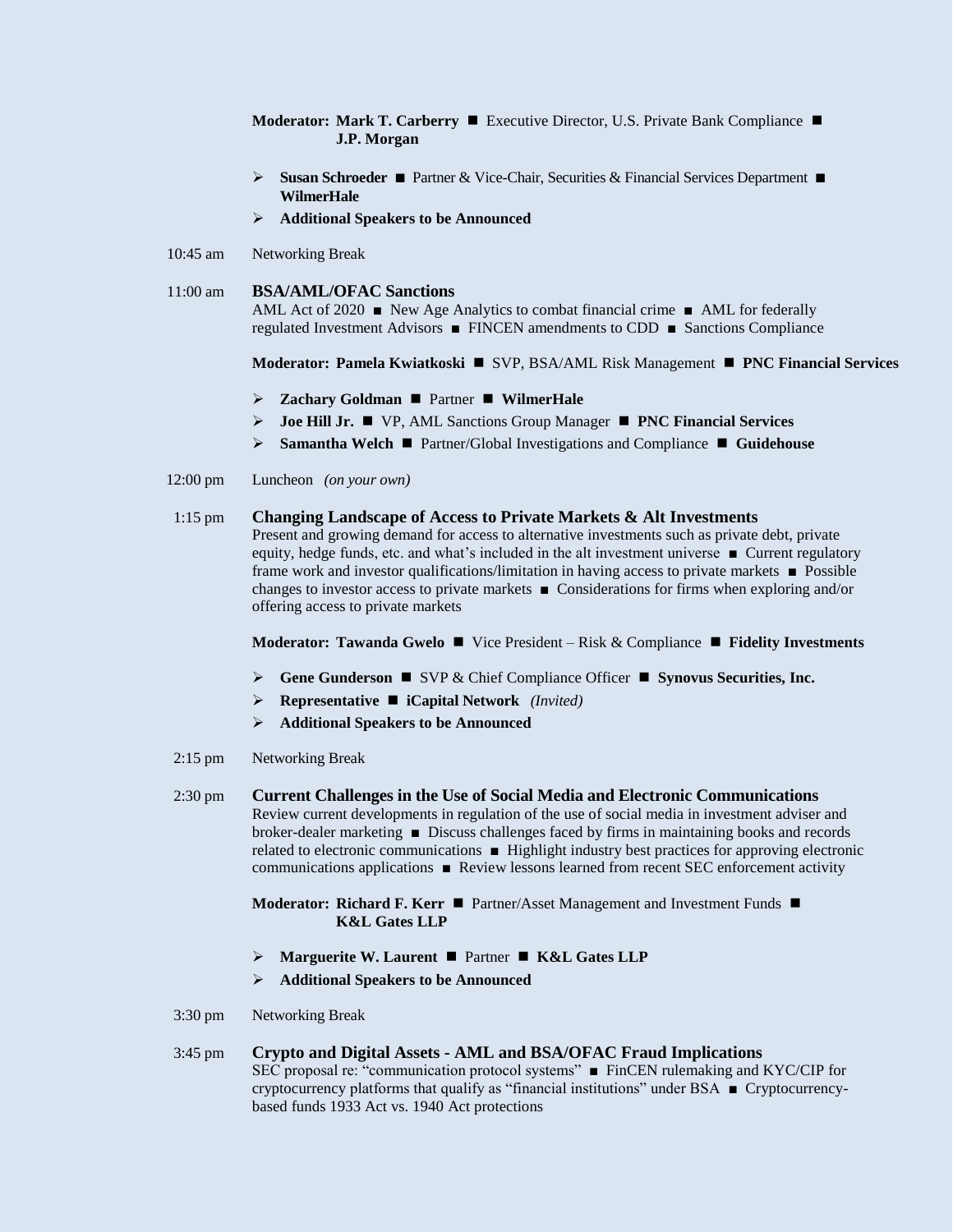**Moderator: Mark T. Carberry** ■ Executive Director, U.S. Private Bank Compliance ■ **J.P. Morgan**

- **Susan Schroeder** ■ Partner & Vice-Chair, Securities & Financial Services Department ■ **WilmerHale**
- **Additional Speakers to be Announced**

10:45 am Networking Break

11:00 am **BSA/AML/OFAC Sanctions**

AML Act of 2020 ■ New Age Analytics to combat financial crime ■ AML for federally regulated Investment Advisors ■ FINCEN amendments to CDD ■ Sanctions Compliance

**Moderator: Pamela Kwiatkoski** ■ SVP, BSA/AML Risk Management ■ **PNC Financial Services**

- **Zachary Goldman** ■ Partner ■ **WilmerHale**
- **Joe Hill Jr.** ■ VP, AML Sanctions Group Manager ■ **PNC Financial Services**
- **Samantha Welch** ■ Partner/Global Investigations and Compliance ■ **Guidehouse**

12:00 pm Luncheon *(on your own)*

1:15 pm **Changing Landscape of Access to Private Markets & Alt Investments**

Present and growing demand for access to alternative investments such as private debt, private equity, hedge funds, etc. and what's included in the alt investment universe ■ Current regulatory frame work and investor qualifications/limitation in having access to private markets ■ Possible changes to investor access to private markets ■ Considerations for firms when exploring and/or offering access to private markets

**Moderator: Tawanda Gwelo** ■ Vice President – Risk & Compliance ■ **Fidelity Investments**

- **Gene Gunderson** ■ SVP & Chief Compliance Officer ■ **Synovus Securities, Inc.**
- **Representative** ■ **iCapital Network** *(Invited)*
- **Additional Speakers to be Announced**

2:15 pm Networking Break

2:30 pm **Current Challenges in the Use of Social Media and Electronic Communications**

Review current developments in regulation of the use of social media in investment adviser and broker-dealer marketing ■ Discuss challenges faced by firms in maintaining books and records related to electronic communications ■ Highlight industry best practices for approving electronic communications applications ■ Review lessons learned from recent SEC enforcement activity

**Moderator: Richard F. Kerr** ■ Partner/Asset Management and Investment Funds ■ **K&L Gates LLP**

- **Marguerite W. Laurent** ■ Partner ■ **K&L Gates LLP**
- **Additional Speakers to be Announced**

3:30 pm Networking Break

3:45 pm **Crypto and Digital Assets - AML and BSA/OFAC Fraud Implications**

SEC proposal re: "communication protocol systems" ■ FinCEN rulemaking and KYC/CIP for cryptocurrency platforms that qualify as "financial institutions" under BSA ■ Cryptocurrency-based funds 1933 Act vs. 1940 Act protections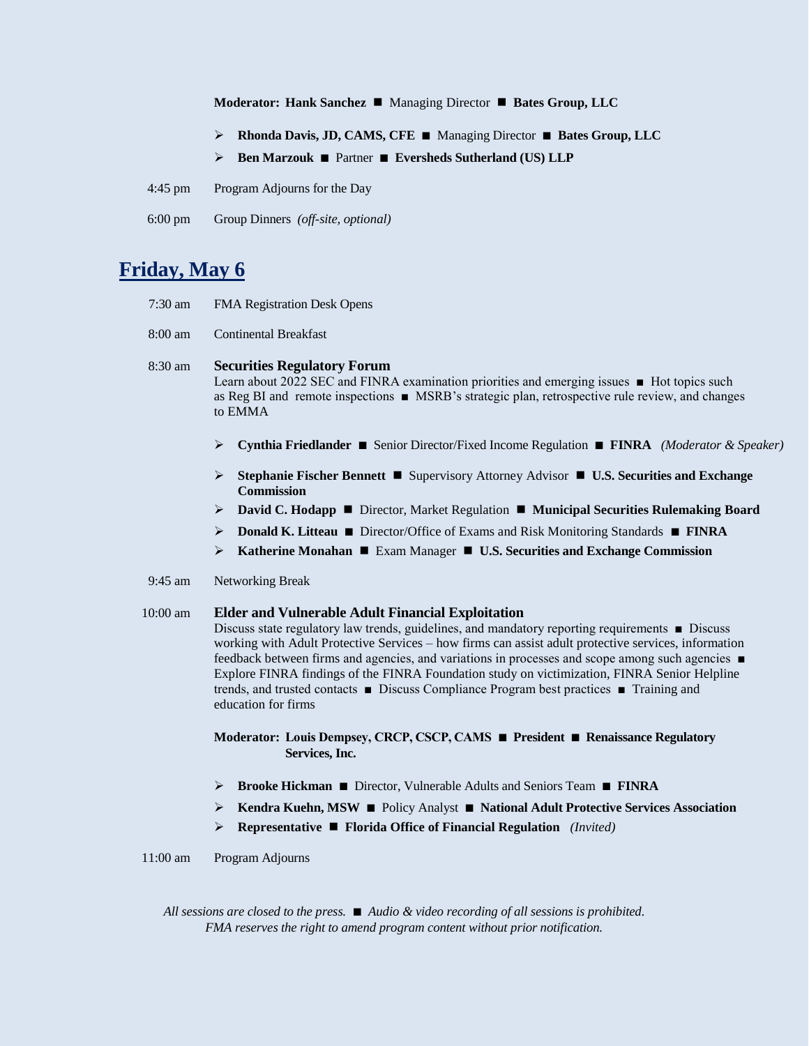**Moderator: Hank Sanchez** ■ Managing Director ■ **Bates Group, LLC**

- **Rhonda Davis, JD, CAMS, CFE** ■ Managing Director ■ **Bates Group, LLC**
- **Ben Marzouk** ■ Partner ■ **Eversheds Sutherland (US) LLP**

4:45 pm  Program Adjourns for the Day

6:00 pm  Group Dinners *(off-site, optional)*

## Friday, May 6

7:30 am  FMA Registration Desk Opens

8:00 am  Continental Breakfast

8:30 am  **Securities Regulatory Forum**
Learn about 2022 SEC and FINRA examination priorities and emerging issues ■ Hot topics such as Reg BI and remote inspections ■ MSRB's strategic plan, retrospective rule review, and changes to EMMA

- **Cynthia Friedlander** ■ Senior Director/Fixed Income Regulation ■ **FINRA** *(Moderator & Speaker)*
- **Stephanie Fischer Bennett** ■ Supervisory Attorney Advisor ■ **U.S. Securities and Exchange Commission**
- **David C. Hodapp** ■ Director, Market Regulation ■ **Municipal Securities Rulemaking Board**
- **Donald K. Litteau** ■ Director/Office of Exams and Risk Monitoring Standards ■ **FINRA**
- **Katherine Monahan** ■ Exam Manager ■ **U.S. Securities and Exchange Commission**

9:45 am  Networking Break

10:00 am  **Elder and Vulnerable Adult Financial Exploitation**
Discuss state regulatory law trends, guidelines, and mandatory reporting requirements ■ Discuss working with Adult Protective Services – how firms can assist adult protective services, information feedback between firms and agencies, and variations in processes and scope among such agencies ■ Explore FINRA findings of the FINRA Foundation study on victimization, FINRA Senior Helpline trends, and trusted contacts ■ Discuss Compliance Program best practices ■ Training and education for firms

**Moderator: Louis Dempsey, CRCP, CSCP, CAMS** ■ **President** ■ **Renaissance Regulatory Services, Inc.**

- **Brooke Hickman** ■ Director, Vulnerable Adults and Seniors Team ■ **FINRA**
- **Kendra Kuehn, MSW** ■ Policy Analyst ■ **National Adult Protective Services Association**
- **Representative** ■ **Florida Office of Financial Regulation** *(Invited)*

11:00 am  Program Adjourns

*All sessions are closed to the press. ■ Audio & video recording of all sessions is prohibited.*
*FMA reserves the right to amend program content without prior notification.*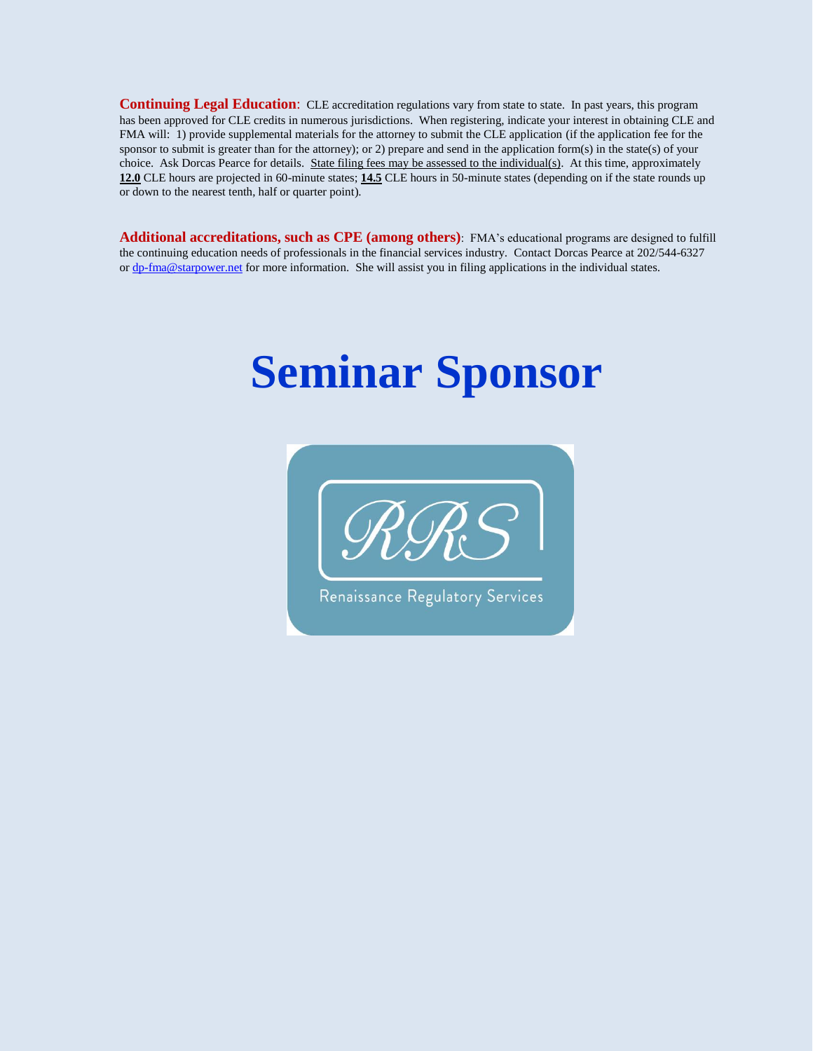**Continuing Legal Education**: CLE accreditation regulations vary from state to state. In past years, this program has been approved for CLE credits in numerous jurisdictions. When registering, indicate your interest in obtaining CLE and FMA will: 1) provide supplemental materials for the attorney to submit the CLE application (if the application fee for the sponsor to submit is greater than for the attorney); or 2) prepare and send in the application form(s) in the state(s) of your choice. Ask Dorcas Pearce for details. State filing fees may be assessed to the individual(s). At this time, approximately **12.0** CLE hours are projected in 60-minute states; **14.5** CLE hours in 50-minute states (depending on if the state rounds up or down to the nearest tenth, half or quarter point).

**Additional accreditations, such as CPE (among others)**: FMA's educational programs are designed to fulfill the continuing education needs of professionals in the financial services industry. Contact Dorcas Pearce at 202/544-6327 or dp-fma@starpower.net for more information. She will assist you in filing applications in the individual states.

# Seminar Sponsor

RRS

Renaissance Regulatory Services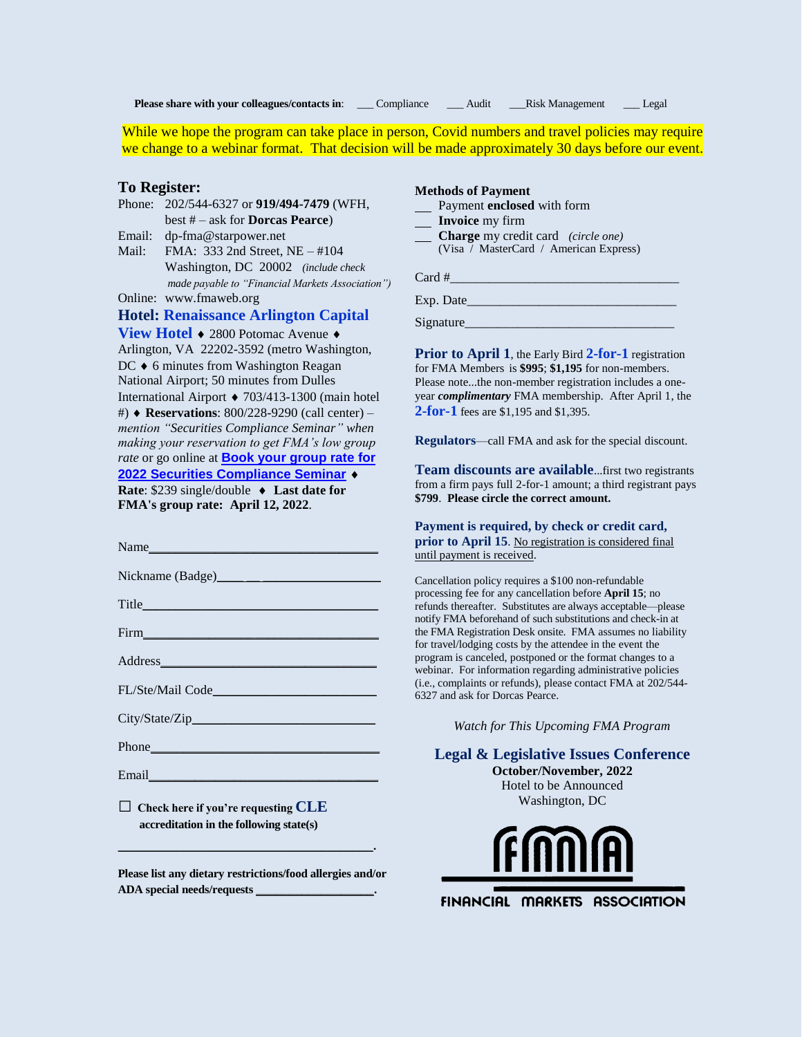**Please share with your colleagues/contacts in**: ___ Compliance ___ Audit ___Risk Management ___ Legal

While we hope the program can take place in person, Covid numbers and travel policies may require we change to a webinar format. That decision will be made approximately 30 days before our event.

## To Register:

Phone: 202/544-6327 or **919/494-7479** (WFH, best # – ask for **Dorcas Pearce**)

Email: dp-fma@starpower.net

Mail: FMA: 333 2nd Street, NE – #104 Washington, DC 20002 *(include check made payable to "Financial Markets Association")*

Online: www.fmaweb.org

**Hotel: Renaissance Arlington Capital View Hotel** ♦ 2800 Potomac Avenue ♦ Arlington, VA 22202-3592 (metro Washington, DC ♦ 6 minutes from Washington Reagan National Airport; 50 minutes from Dulles International Airport ♦ 703/413-1300 (main hotel #) ♦ **Reservations**: 800/228-9290 (call center) – *mention "Securities Compliance Seminar" when making your reservation to get FMA's low group rate* or go online at **Book your group rate for 2022 Securities Compliance Seminar** ♦ **Rate**: $239 single/double ♦ **Last date for FMA's group rate: April 12, 2022**.

Name___________________________________

Nickname (Badge)________________________

Title____________________________________

Firm____________________________________

Address_________________________________

FL/Ste/Mail Code_________________________

City/State/Zip____________________________

Phone___________________________________

Email___________________________________

☐ **Check here if you're requesting CLE accreditation in the following state(s)**

_________________________________________.

**Please list any dietary restrictions/food allergies and/or ADA special needs/requests ___________________.**

## Methods of Payment

___ Payment **enclosed** with form

___ **Invoice** my firm

___ **Charge** my credit card *(circle one)* (Visa / MasterCard / American Express)

Card #___________________________________

Exp. Date________________________________

Signature________________________________

**Prior to April 1**, the Early Bird **2-for-1** registration for FMA Members is **$995**; **$1,195** for non-members. Please note...the non-member registration includes a one-year ***complimentary*** FMA membership. After April 1, the **2-for-1** fees are $1,195 and $1,395.

**Regulators**—call FMA and ask for the special discount.

**Team discounts are available**...first two registrants from a firm pays full 2-for-1 amount; a third registrant pays **$799**. **Please circle the correct amount.**

**Payment is required, by check or credit card, prior to April 15**. No registration is considered final until payment is received.

Cancellation policy requires a $100 non-refundable processing fee for any cancellation before **April 15**; no refunds thereafter. Substitutes are always acceptable—please notify FMA beforehand of such substitutions and check-in at the FMA Registration Desk onsite. FMA assumes no liability for travel/lodging costs by the attendee in the event the program is canceled, postponed or the format changes to a webinar. For information regarding administrative policies (i.e., complaints or refunds), please contact FMA at 202/544-6327 and ask for Dorcas Pearce.

*Watch for This Upcoming FMA Program*

**Legal & Legislative Issues Conference**

**October/November, 2022**

Hotel to be Announced

Washington, DC

FMA

FINANCIAL MARKETS ASSOCIATION